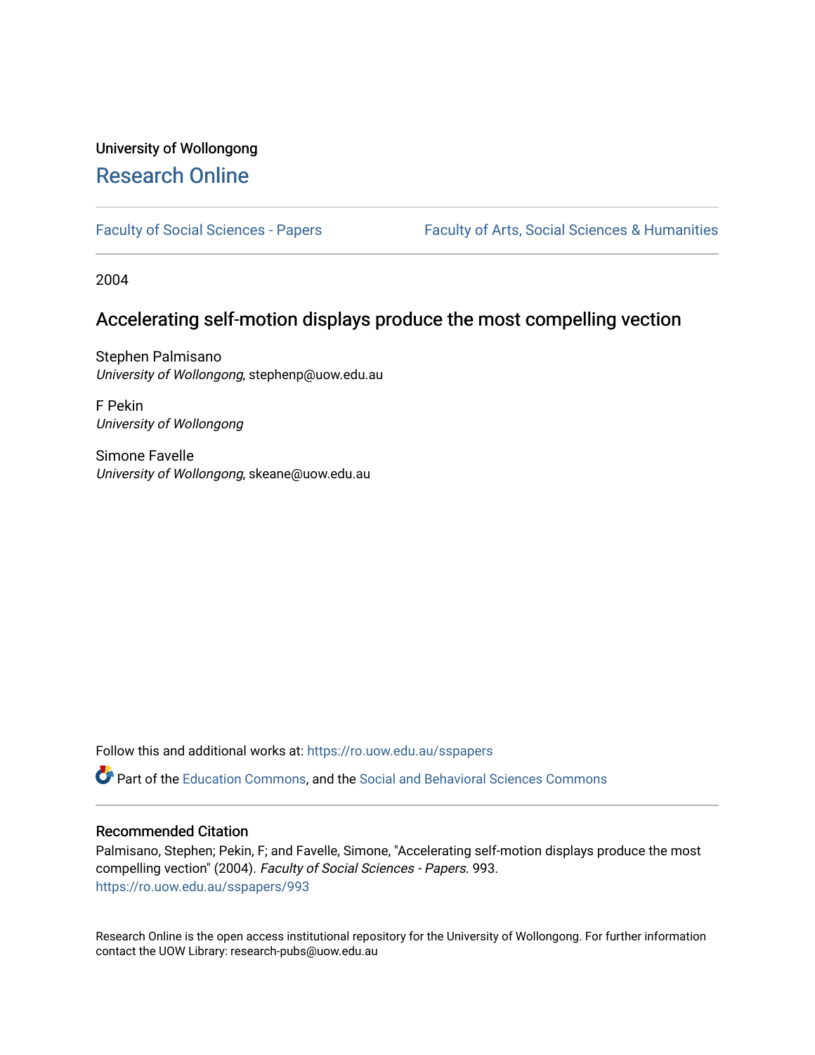University of Wollongong

# Research Online

Faculty of Social Sciences - Papers | Faculty of Arts, Social Sciences & Humanities

2004

## Accelerating self-motion displays produce the most compelling vection

Stephen Palmisano
*University of Wollongong*, stephenp@uow.edu.au

F Pekin
*University of Wollongong*

Simone Favelle
*University of Wollongong*, skeane@uow.edu.au

Follow this and additional works at: https://ro.uow.edu.au/sspapers

Part of the Education Commons, and the Social and Behavioral Sciences Commons

### Recommended Citation

Palmisano, Stephen; Pekin, F; and Favelle, Simone, "Accelerating self-motion displays produce the most compelling vection" (2004). *Faculty of Social Sciences - Papers*. 993.
https://ro.uow.edu.au/sspapers/993

Research Online is the open access institutional repository for the University of Wollongong. For further information contact the UOW Library: research-pubs@uow.edu.au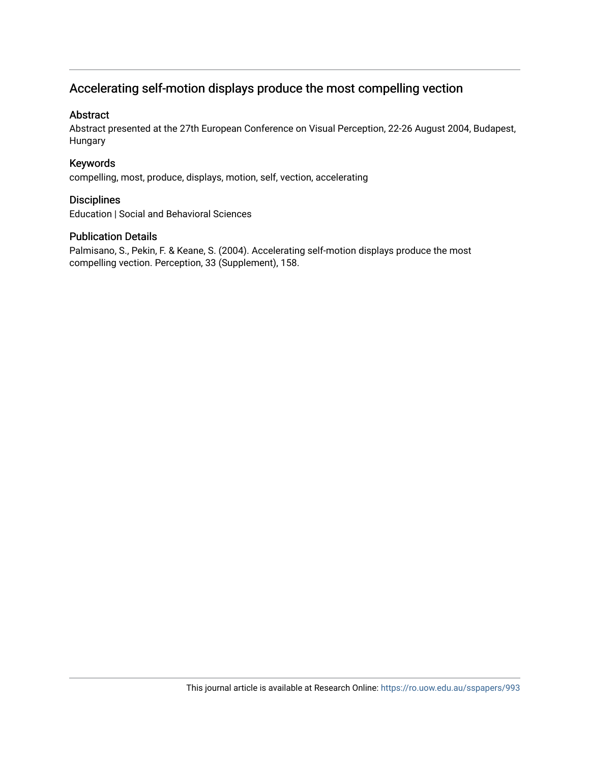## Accelerating self-motion displays produce the most compelling vection

### Abstract

Abstract presented at the 27th European Conference on Visual Perception, 22-26 August 2004, Budapest, Hungary

### Keywords

compelling, most, produce, displays, motion, self, vection, accelerating

### Disciplines

Education | Social and Behavioral Sciences

### Publication Details

Palmisano, S., Pekin, F. & Keane, S. (2004). Accelerating self-motion displays produce the most compelling vection. Perception, 33 (Supplement), 158.

This journal article is available at Research Online: https://ro.uow.edu.au/sspapers/993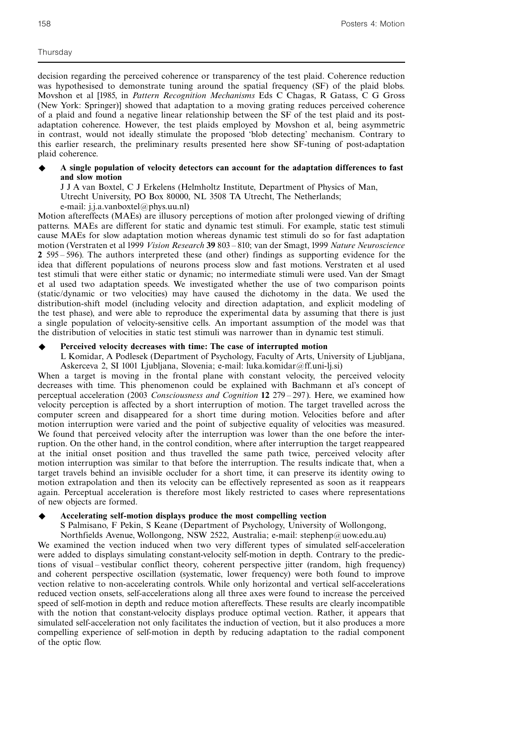decision regarding the perceived coherence or transparency of the test plaid. Coherence reduction was hypothesised to demonstrate tuning around the spatial frequency (SF) of the plaid blobs. Movshon et al [1985, in *Pattern Recognition Mechanisms* Eds C Chagas, R Gatass, C G Gross (New York: Springer)] showed that adaptation to a moving grating reduces perceived coherence of a plaid and found a negative linear relationship between the SF of the test plaid and its post-adaptation coherence. However, the test plaids employed by Movshon et al, being asymmetric in contrast, would not ideally stimulate the proposed 'blob detecting' mechanism. Contrary to this earlier research, the preliminary results presented here show SF-tuning of post-adaptation plaid coherence.

### ◆ A single population of velocity detectors can account for the adaptation differences to fast and slow motion

J J A van Boxtel, C J Erkelens (Helmholtz Institute, Department of Physics of Man, Utrecht University, PO Box 80000, NL 3508 TA Utrecht, The Netherlands; e-mail: j.j.a.vanboxtel@phys.uu.nl)

Motion aftereffects (MAEs) are illusory perceptions of motion after prolonged viewing of drifting patterns. MAEs are different for static and dynamic test stimuli. For example, static test stimuli cause MAEs for slow adaptation motion whereas dynamic test stimuli do so for fast adaptation motion (Verstraten et al 1999 *Vision Research* **39** 803 – 810; van der Smagt, 1999 *Nature Neuroscience* **2** 595 – 596). The authors interpreted these (and other) findings as supporting evidence for the idea that different populations of neurons process slow and fast motions. Verstraten et al used test stimuli that were either static or dynamic; no intermediate stimuli were used. Van der Smagt et al used two adaptation speeds. We investigated whether the use of two comparison points (static/dynamic or two velocities) may have caused the dichotomy in the data. We used the distribution-shift model (including velocity and direction adaptation, and explicit modeling of the test phase), and were able to reproduce the experimental data by assuming that there is just a single population of velocity-sensitive cells. An important assumption of the model was that the distribution of velocities in static test stimuli was narrower than in dynamic test stimuli.

### ◆ Perceived velocity decreases with time: The case of interrupted motion

L Komidar, A Podlesek (Department of Psychology, Faculty of Arts, University of Ljubljana, Askerceva 2, SI 1001 Ljubljana, Slovenia; e-mail: luka.komidar@ff.uni-lj.si)

When a target is moving in the frontal plane with constant velocity, the perceived velocity decreases with time. This phenomenon could be explained with Bachmann et al's concept of perceptual acceleration (2003 *Consciousness and Cognition* **12** 279 – 297). Here, we examined how velocity perception is affected by a short interruption of motion. The target travelled across the computer screen and disappeared for a short time during motion. Velocities before and after motion interruption were varied and the point of subjective equality of velocities was measured. We found that perceived velocity after the interruption was lower than the one before the interruption. On the other hand, in the control condition, where after interruption the target reappeared at the initial onset position and thus travelled the same path twice, perceived velocity after motion interruption was similar to that before the interruption. The results indicate that, when a target travels behind an invisible occluder for a short time, it can preserve its identity owing to motion extrapolation and then its velocity can be effectively represented as soon as it reappears again. Perceptual acceleration is therefore most likely restricted to cases where representations of new objects are formed.

### ◆ Accelerating self-motion displays produce the most compelling vection

S Palmisano, F Pekin, S Keane (Department of Psychology, University of Wollongong, Northfields Avenue, Wollongong, NSW 2522, Australia; e-mail: stephenp@uow.edu.au)

We examined the vection induced when two very different types of simulated self-acceleration were added to displays simulating constant-velocity self-motion in depth. Contrary to the predictions of visual – vestibular conflict theory, coherent perspective jitter (random, high frequency) and coherent perspective oscillation (systematic, lower frequency) were both found to improve vection relative to non-accelerating controls. While only horizontal and vertical self-accelerations reduced vection onsets, self-accelerations along all three axes were found to increase the perceived speed of self-motion in depth and reduce motion aftereffects. These results are clearly incompatible with the notion that constant-velocity displays produce optimal vection. Rather, it appears that simulated self-acceleration not only facilitates the induction of vection, but it also produces a more compelling experience of self-motion in depth by reducing adaptation to the radial component of the optic flow.